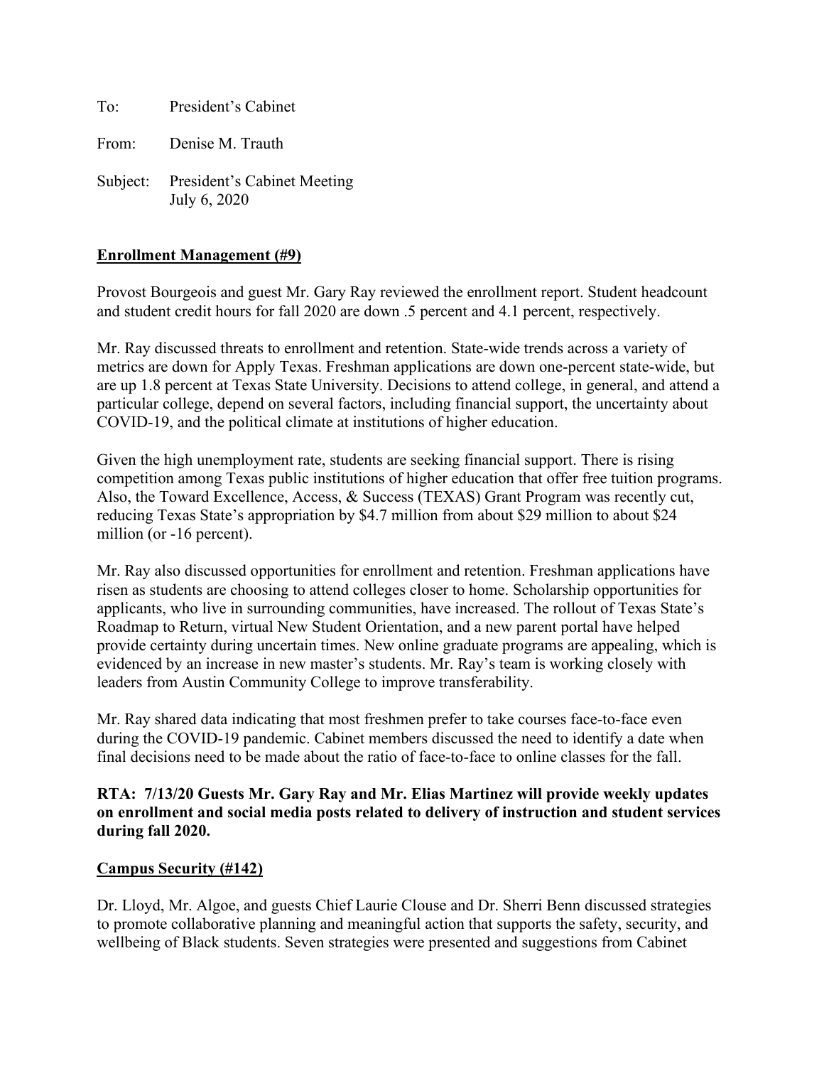To: President's Cabinet

From: Denise M. Trauth

Subject: President's Cabinet Meeting
July 6, 2020

**Enrollment Management (#9)**

Provost Bourgeois and guest Mr. Gary Ray reviewed the enrollment report. Student headcount and student credit hours for fall 2020 are down .5 percent and 4.1 percent, respectively.

Mr. Ray discussed threats to enrollment and retention. State-wide trends across a variety of metrics are down for Apply Texas. Freshman applications are down one-percent state-wide, but are up 1.8 percent at Texas State University. Decisions to attend college, in general, and attend a particular college, depend on several factors, including financial support, the uncertainty about COVID-19, and the political climate at institutions of higher education.

Given the high unemployment rate, students are seeking financial support. There is rising competition among Texas public institutions of higher education that offer free tuition programs. Also, the Toward Excellence, Access, & Success (TEXAS) Grant Program was recently cut, reducing Texas State's appropriation by $4.7 million from about $29 million to about $24 million (or -16 percent).

Mr. Ray also discussed opportunities for enrollment and retention. Freshman applications have risen as students are choosing to attend colleges closer to home. Scholarship opportunities for applicants, who live in surrounding communities, have increased. The rollout of Texas State's Roadmap to Return, virtual New Student Orientation, and a new parent portal have helped provide certainty during uncertain times. New online graduate programs are appealing, which is evidenced by an increase in new master's students. Mr. Ray's team is working closely with leaders from Austin Community College to improve transferability.

Mr. Ray shared data indicating that most freshmen prefer to take courses face-to-face even during the COVID-19 pandemic. Cabinet members discussed the need to identify a date when final decisions need to be made about the ratio of face-to-face to online classes for the fall.

**RTA: 7/13/20 Guests Mr. Gary Ray and Mr. Elias Martinez will provide weekly updates on enrollment and social media posts related to delivery of instruction and student services during fall 2020.**

**Campus Security (#142)**

Dr. Lloyd, Mr. Algoe, and guests Chief Laurie Clouse and Dr. Sherri Benn discussed strategies to promote collaborative planning and meaningful action that supports the safety, security, and wellbeing of Black students. Seven strategies were presented and suggestions from Cabinet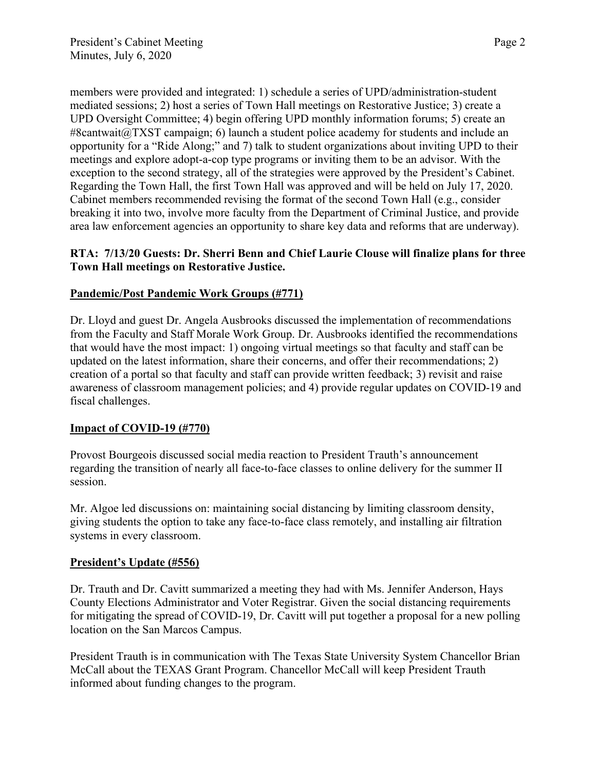members were provided and integrated: 1) schedule a series of UPD/administration-student mediated sessions; 2) host a series of Town Hall meetings on Restorative Justice; 3) create a UPD Oversight Committee; 4) begin offering UPD monthly information forums; 5) create an #8cantwait@TXST campaign; 6) launch a student police academy for students and include an opportunity for a "Ride Along;" and 7) talk to student organizations about inviting UPD to their meetings and explore adopt-a-cop type programs or inviting them to be an advisor. With the exception to the second strategy, all of the strategies were approved by the President's Cabinet. Regarding the Town Hall, the first Town Hall was approved and will be held on July 17, 2020. Cabinet members recommended revising the format of the second Town Hall (e.g., consider breaking it into two, involve more faculty from the Department of Criminal Justice, and provide area law enforcement agencies an opportunity to share key data and reforms that are underway).

**RTA: 7/13/20 Guests: Dr. Sherri Benn and Chief Laurie Clouse will finalize plans for three Town Hall meetings on Restorative Justice.**

**Pandemic/Post Pandemic Work Groups (#771)**

Dr. Lloyd and guest Dr. Angela Ausbrooks discussed the implementation of recommendations from the Faculty and Staff Morale Work Group. Dr. Ausbrooks identified the recommendations that would have the most impact: 1) ongoing virtual meetings so that faculty and staff can be updated on the latest information, share their concerns, and offer their recommendations; 2) creation of a portal so that faculty and staff can provide written feedback; 3) revisit and raise awareness of classroom management policies; and 4) provide regular updates on COVID-19 and fiscal challenges.

**Impact of COVID-19 (#770)**

Provost Bourgeois discussed social media reaction to President Trauth's announcement regarding the transition of nearly all face-to-face classes to online delivery for the summer II session.

Mr. Algoe led discussions on: maintaining social distancing by limiting classroom density, giving students the option to take any face-to-face class remotely, and installing air filtration systems in every classroom.

**President's Update (#556)**

Dr. Trauth and Dr. Cavitt summarized a meeting they had with Ms. Jennifer Anderson, Hays County Elections Administrator and Voter Registrar. Given the social distancing requirements for mitigating the spread of COVID-19, Dr. Cavitt will put together a proposal for a new polling location on the San Marcos Campus.

President Trauth is in communication with The Texas State University System Chancellor Brian McCall about the TEXAS Grant Program. Chancellor McCall will keep President Trauth informed about funding changes to the program.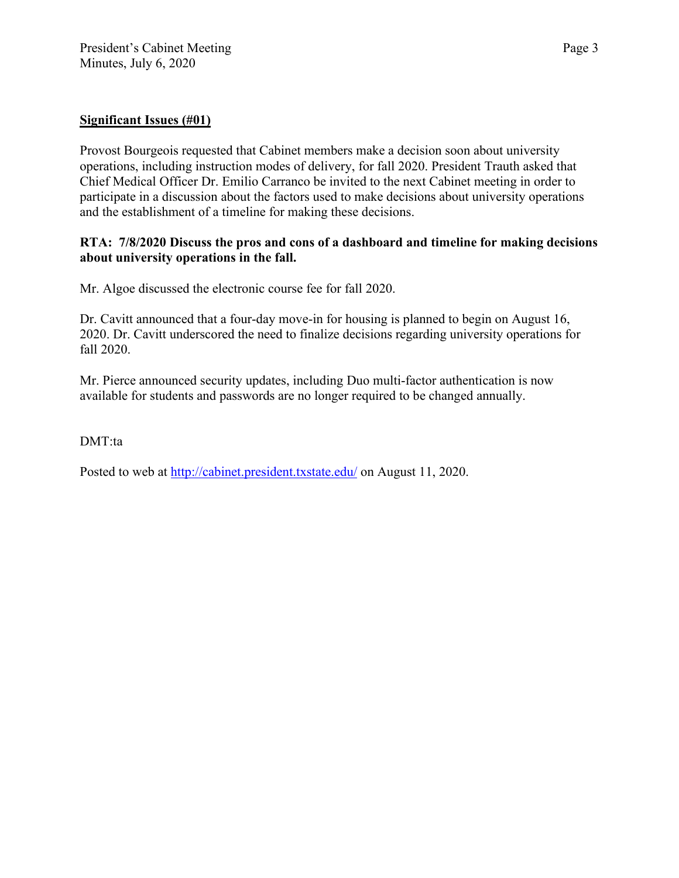**<u>Significant Issues (#01)</u>**

Provost Bourgeois requested that Cabinet members make a decision soon about university operations, including instruction modes of delivery, for fall 2020. President Trauth asked that Chief Medical Officer Dr. Emilio Carranco be invited to the next Cabinet meeting in order to participate in a discussion about the factors used to make decisions about university operations and the establishment of a timeline for making these decisions.

**RTA: 7/8/2020 Discuss the pros and cons of a dashboard and timeline for making decisions about university operations in the fall.**

Mr. Algoe discussed the electronic course fee for fall 2020.

Dr. Cavitt announced that a four-day move-in for housing is planned to begin on August 16, 2020. Dr. Cavitt underscored the need to finalize decisions regarding university operations for fall 2020.

Mr. Pierce announced security updates, including Duo multi-factor authentication is now available for students and passwords are no longer required to be changed annually.

DMT:ta

Posted to web at [http://cabinet.president.txstate.edu/](http://cabinet.president.txstate.edu/) on August 11, 2020.